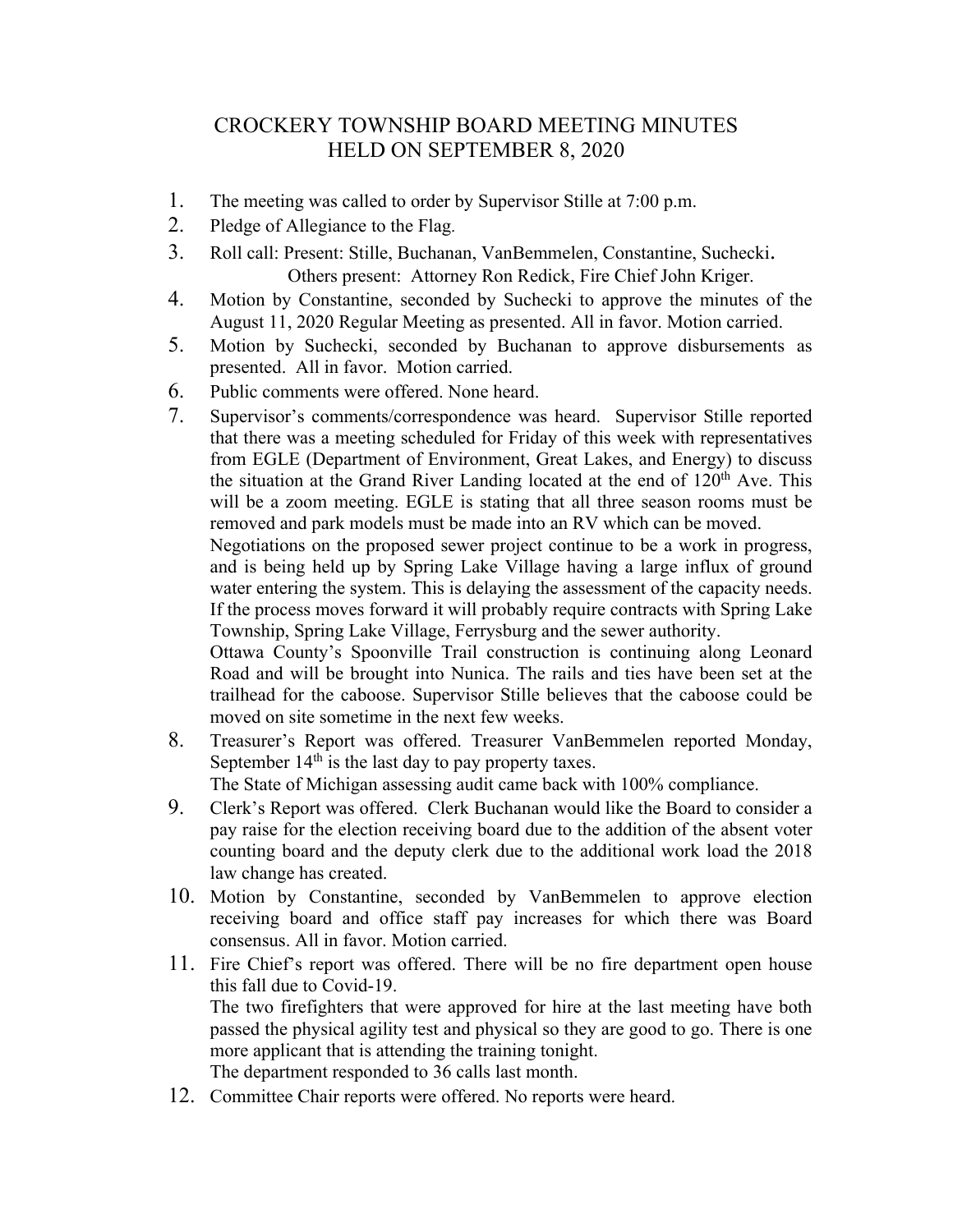# CROCKERY TOWNSHIP BOARD MEETING MINUTES
## HELD ON SEPTEMBER 8, 2020

1. The meeting was called to order by Supervisor Stille at 7:00 p.m.
2. Pledge of Allegiance to the Flag.
3. Roll call: Present: Stille, Buchanan, VanBemmelen, Constantine, Suchecki.
   Others present: Attorney Ron Redick, Fire Chief John Kriger.
4. Motion by Constantine, seconded by Suchecki to approve the minutes of the August 11, 2020 Regular Meeting as presented. All in favor. Motion carried.
5. Motion by Suchecki, seconded by Buchanan to approve disbursements as presented. All in favor. Motion carried.
6. Public comments were offered. None heard.
7. Supervisor's comments/correspondence was heard. Supervisor Stille reported that there was a meeting scheduled for Friday of this week with representatives from EGLE (Department of Environment, Great Lakes, and Energy) to discuss the situation at the Grand River Landing located at the end of 120th Ave. This will be a zoom meeting. EGLE is stating that all three season rooms must be removed and park models must be made into an RV which can be moved.

   Negotiations on the proposed sewer project continue to be a work in progress, and is being held up by Spring Lake Village having a large influx of ground water entering the system. This is delaying the assessment of the capacity needs. If the process moves forward it will probably require contracts with Spring Lake Township, Spring Lake Village, Ferrysburg and the sewer authority.

   Ottawa County's Spoonville Trail construction is continuing along Leonard Road and will be brought into Nunica. The rails and ties have been set at the trailhead for the caboose. Supervisor Stille believes that the caboose could be moved on site sometime in the next few weeks.
8. Treasurer's Report was offered. Treasurer VanBemmelen reported Monday, September 14th is the last day to pay property taxes.

   The State of Michigan assessing audit came back with 100% compliance.
9. Clerk's Report was offered. Clerk Buchanan would like the Board to consider a pay raise for the election receiving board due to the addition of the absent voter counting board and the deputy clerk due to the additional work load the 2018 law change has created.
10. Motion by Constantine, seconded by VanBemmelen to approve election receiving board and office staff pay increases for which there was Board consensus. All in favor. Motion carried.
11. Fire Chief's report was offered. There will be no fire department open house this fall due to Covid-19.

    The two firefighters that were approved for hire at the last meeting have both passed the physical agility test and physical so they are good to go. There is one more applicant that is attending the training tonight.

    The department responded to 36 calls last month.
12. Committee Chair reports were offered. No reports were heard.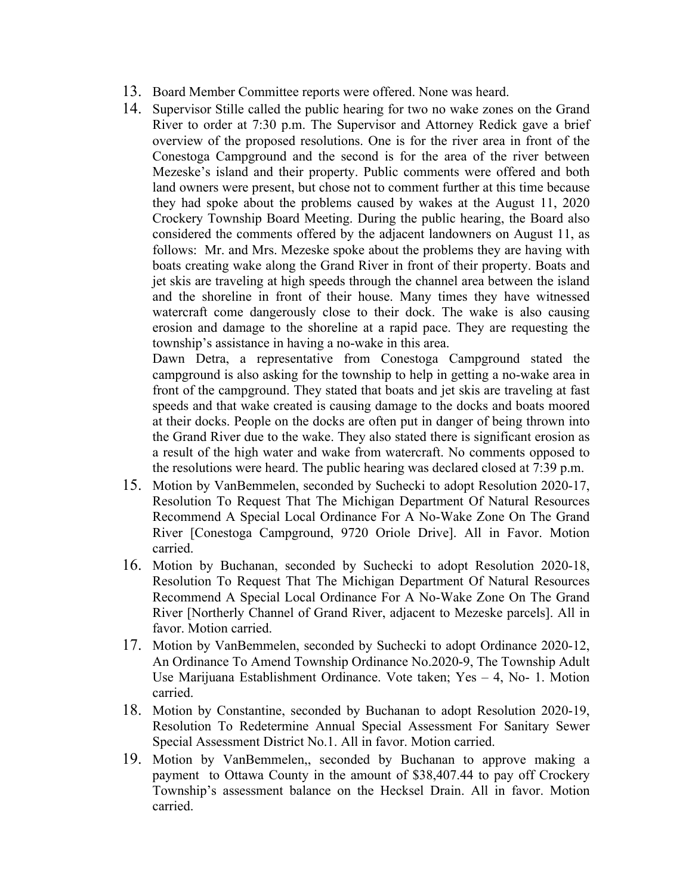13. Board Member Committee reports were offered. None was heard.
14. Supervisor Stille called the public hearing for two no wake zones on the Grand River to order at 7:30 p.m. The Supervisor and Attorney Redick gave a brief overview of the proposed resolutions. One is for the river area in front of the Conestoga Campground and the second is for the area of the river between Mezeske's island and their property. Public comments were offered and both land owners were present, but chose not to comment further at this time because they had spoke about the problems caused by wakes at the August 11, 2020 Crockery Township Board Meeting. During the public hearing, the Board also considered the comments offered by the adjacent landowners on August 11, as follows: Mr. and Mrs. Mezeske spoke about the problems they are having with boats creating wake along the Grand River in front of their property. Boats and jet skis are traveling at high speeds through the channel area between the island and the shoreline in front of their house. Many times they have witnessed watercraft come dangerously close to their dock. The wake is also causing erosion and damage to the shoreline at a rapid pace. They are requesting the township's assistance in having a no-wake in this area.

    Dawn Detra, a representative from Conestoga Campground stated the campground is also asking for the township to help in getting a no-wake area in front of the campground. They stated that boats and jet skis are traveling at fast speeds and that wake created is causing damage to the docks and boats moored at their docks. People on the docks are often put in danger of being thrown into the Grand River due to the wake. They also stated there is significant erosion as a result of the high water and wake from watercraft. No comments opposed to the resolutions were heard. The public hearing was declared closed at 7:39 p.m.
15. Motion by VanBemmelen, seconded by Suchecki to adopt Resolution 2020-17, Resolution To Request That The Michigan Department Of Natural Resources Recommend A Special Local Ordinance For A No-Wake Zone On The Grand River [Conestoga Campground, 9720 Oriole Drive]. All in Favor. Motion carried.
16. Motion by Buchanan, seconded by Suchecki to adopt Resolution 2020-18, Resolution To Request That The Michigan Department Of Natural Resources Recommend A Special Local Ordinance For A No-Wake Zone On The Grand River [Northerly Channel of Grand River, adjacent to Mezeske parcels]. All in favor. Motion carried.
17. Motion by VanBemmelen, seconded by Suchecki to adopt Ordinance 2020-12, An Ordinance To Amend Township Ordinance No.2020-9, The Township Adult Use Marijuana Establishment Ordinance. Vote taken; Yes – 4, No- 1. Motion carried.
18. Motion by Constantine, seconded by Buchanan to adopt Resolution 2020-19, Resolution To Redetermine Annual Special Assessment For Sanitary Sewer Special Assessment District No.1. All in favor. Motion carried.
19. Motion by VanBemmelen,, seconded by Buchanan to approve making a payment to Ottawa County in the amount of $38,407.44 to pay off Crockery Township's assessment balance on the Hecksel Drain. All in favor. Motion carried.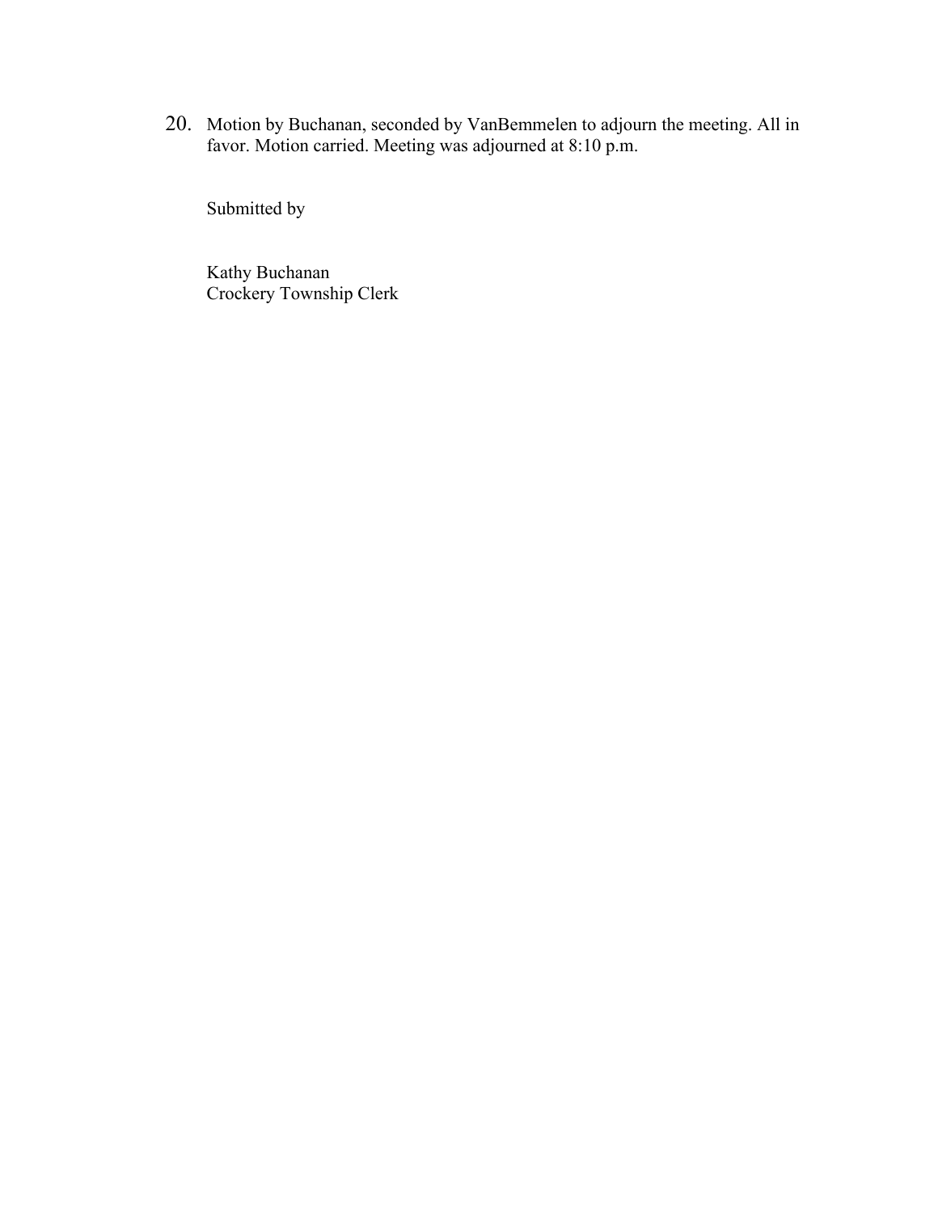20. Motion by Buchanan, seconded by VanBemmelen to adjourn the meeting. All in favor. Motion carried. Meeting was adjourned at 8:10 p.m.

Submitted by

Kathy Buchanan
Crockery Township Clerk